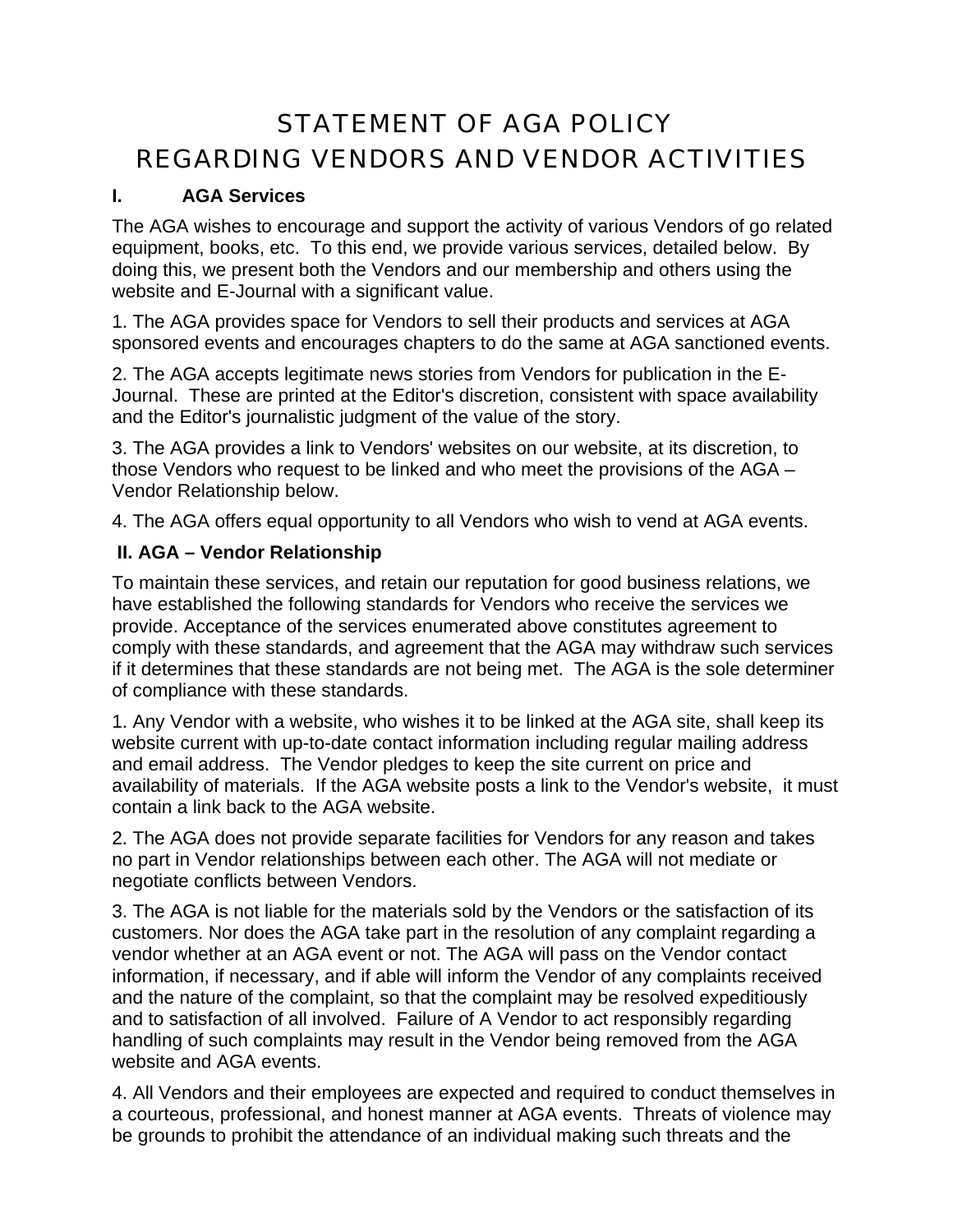# STATEMENT OF AGA POLICY
# REGARDING VENDORS AND VENDOR ACTIVITIES

## I. AGA Services

The AGA wishes to encourage and support the activity of various Vendors of go related equipment, books, etc. To this end, we provide various services, detailed below. By doing this, we present both the Vendors and our membership and others using the website and E-Journal with a significant value.

1. The AGA provides space for Vendors to sell their products and services at AGA sponsored events and encourages chapters to do the same at AGA sanctioned events.

2. The AGA accepts legitimate news stories from Vendors for publication in the E-Journal. These are printed at the Editor's discretion, consistent with space availability and the Editor's journalistic judgment of the value of the story.

3. The AGA provides a link to Vendors' websites on our website, at its discretion, to those Vendors who request to be linked and who meet the provisions of the AGA – Vendor Relationship below.

4. The AGA offers equal opportunity to all Vendors who wish to vend at AGA events.

## II. AGA – Vendor Relationship

To maintain these services, and retain our reputation for good business relations, we have established the following standards for Vendors who receive the services we provide. Acceptance of the services enumerated above constitutes agreement to comply with these standards, and agreement that the AGA may withdraw such services if it determines that these standards are not being met. The AGA is the sole determiner of compliance with these standards.

1. Any Vendor with a website, who wishes it to be linked at the AGA site, shall keep its website current with up-to-date contact information including regular mailing address and email address. The Vendor pledges to keep the site current on price and availability of materials. If the AGA website posts a link to the Vendor's website, it must contain a link back to the AGA website.

2. The AGA does not provide separate facilities for Vendors for any reason and takes no part in Vendor relationships between each other. The AGA will not mediate or negotiate conflicts between Vendors.

3. The AGA is not liable for the materials sold by the Vendors or the satisfaction of its customers. Nor does the AGA take part in the resolution of any complaint regarding a vendor whether at an AGA event or not. The AGA will pass on the Vendor contact information, if necessary, and if able will inform the Vendor of any complaints received and the nature of the complaint, so that the complaint may be resolved expeditiously and to satisfaction of all involved. Failure of A Vendor to act responsibly regarding handling of such complaints may result in the Vendor being removed from the AGA website and AGA events.

4. All Vendors and their employees are expected and required to conduct themselves in a courteous, professional, and honest manner at AGA events. Threats of violence may be grounds to prohibit the attendance of an individual making such threats and the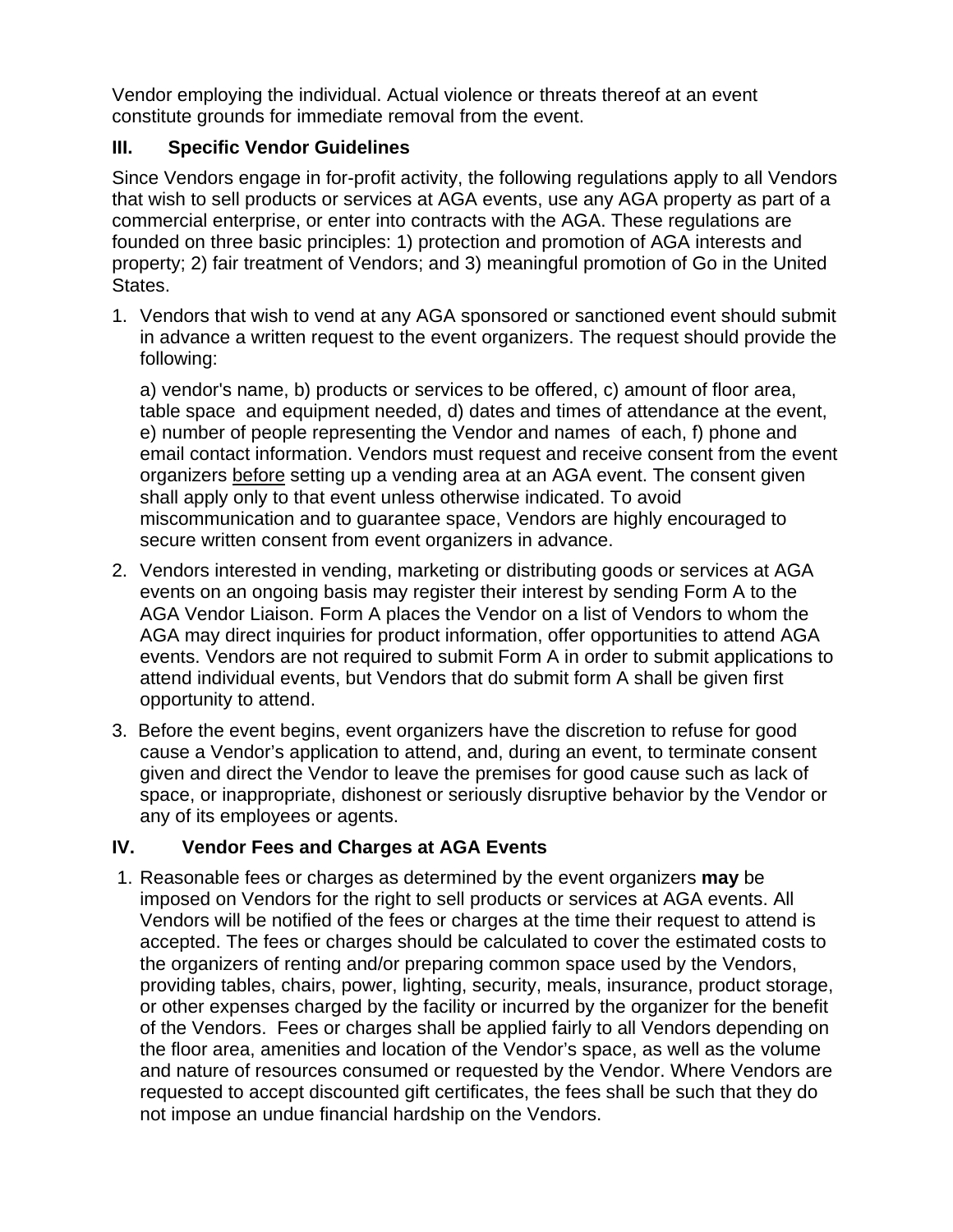Vendor employing the individual. Actual violence or threats thereof at an event constitute grounds for immediate removal from the event.

## III. Specific Vendor Guidelines

Since Vendors engage in for-profit activity, the following regulations apply to all Vendors that wish to sell products or services at AGA events, use any AGA property as part of a commercial enterprise, or enter into contracts with the AGA. These regulations are founded on three basic principles: 1) protection and promotion of AGA interests and property; 2) fair treatment of Vendors; and 3) meaningful promotion of Go in the United States.

1. Vendors that wish to vend at any AGA sponsored or sanctioned event should submit in advance a written request to the event organizers. The request should provide the following:

   a) vendor's name, b) products or services to be offered, c) amount of floor area, table space and equipment needed, d) dates and times of attendance at the event, e) number of people representing the Vendor and names of each, f) phone and email contact information. Vendors must request and receive consent from the event organizers <u>before</u> setting up a vending area at an AGA event. The consent given shall apply only to that event unless otherwise indicated. To avoid miscommunication and to guarantee space, Vendors are highly encouraged to secure written consent from event organizers in advance.

2. Vendors interested in vending, marketing or distributing goods or services at AGA events on an ongoing basis may register their interest by sending Form A to the AGA Vendor Liaison. Form A places the Vendor on a list of Vendors to whom the AGA may direct inquiries for product information, offer opportunities to attend AGA events. Vendors are not required to submit Form A in order to submit applications to attend individual events, but Vendors that do submit form A shall be given first opportunity to attend.

3. Before the event begins, event organizers have the discretion to refuse for good cause a Vendor's application to attend, and, during an event, to terminate consent given and direct the Vendor to leave the premises for good cause such as lack of space, or inappropriate, dishonest or seriously disruptive behavior by the Vendor or any of its employees or agents.

## IV. Vendor Fees and Charges at AGA Events

1. Reasonable fees or charges as determined by the event organizers **may** be imposed on Vendors for the right to sell products or services at AGA events. All Vendors will be notified of the fees or charges at the time their request to attend is accepted. The fees or charges should be calculated to cover the estimated costs to the organizers of renting and/or preparing common space used by the Vendors, providing tables, chairs, power, lighting, security, meals, insurance, product storage, or other expenses charged by the facility or incurred by the organizer for the benefit of the Vendors. Fees or charges shall be applied fairly to all Vendors depending on the floor area, amenities and location of the Vendor's space, as well as the volume and nature of resources consumed or requested by the Vendor. Where Vendors are requested to accept discounted gift certificates, the fees shall be such that they do not impose an undue financial hardship on the Vendors.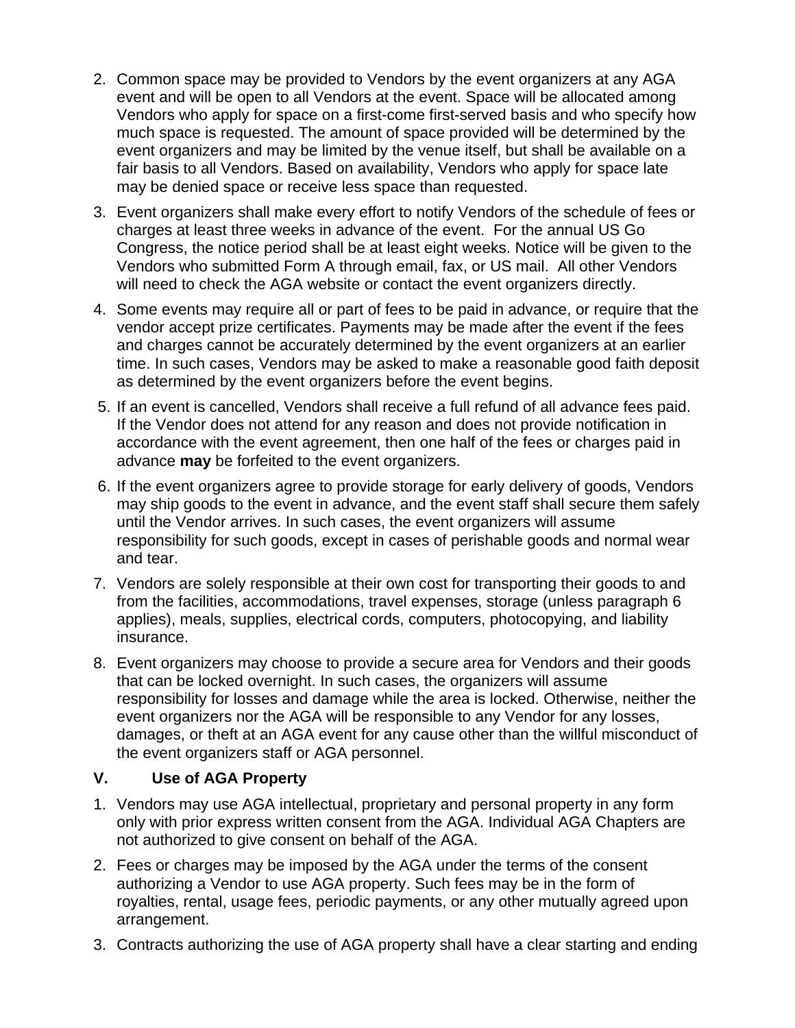2. Common space may be provided to Vendors by the event organizers at any AGA event and will be open to all Vendors at the event. Space will be allocated among Vendors who apply for space on a first-come first-served basis and who specify how much space is requested. The amount of space provided will be determined by the event organizers and may be limited by the venue itself, but shall be available on a fair basis to all Vendors. Based on availability, Vendors who apply for space late may be denied space or receive less space than requested.
3. Event organizers shall make every effort to notify Vendors of the schedule of fees or charges at least three weeks in advance of the event. For the annual US Go Congress, the notice period shall be at least eight weeks. Notice will be given to the Vendors who submitted Form A through email, fax, or US mail. All other Vendors will need to check the AGA website or contact the event organizers directly.
4. Some events may require all or part of fees to be paid in advance, or require that the vendor accept prize certificates. Payments may be made after the event if the fees and charges cannot be accurately determined by the event organizers at an earlier time. In such cases, Vendors may be asked to make a reasonable good faith deposit as determined by the event organizers before the event begins.
5. If an event is cancelled, Vendors shall receive a full refund of all advance fees paid. If the Vendor does not attend for any reason and does not provide notification in accordance with the event agreement, then one half of the fees or charges paid in advance **may** be forfeited to the event organizers.
6. If the event organizers agree to provide storage for early delivery of goods, Vendors may ship goods to the event in advance, and the event staff shall secure them safely until the Vendor arrives. In such cases, the event organizers will assume responsibility for such goods, except in cases of perishable goods and normal wear and tear.
7. Vendors are solely responsible at their own cost for transporting their goods to and from the facilities, accommodations, travel expenses, storage (unless paragraph 6 applies), meals, supplies, electrical cords, computers, photocopying, and liability insurance.
8. Event organizers may choose to provide a secure area for Vendors and their goods that can be locked overnight. In such cases, the organizers will assume responsibility for losses and damage while the area is locked. Otherwise, neither the event organizers nor the AGA will be responsible to any Vendor for any losses, damages, or theft at an AGA event for any cause other than the willful misconduct of the event organizers staff or AGA personnel.

## V. Use of AGA Property

1. Vendors may use AGA intellectual, proprietary and personal property in any form only with prior express written consent from the AGA. Individual AGA Chapters are not authorized to give consent on behalf of the AGA.
2. Fees or charges may be imposed by the AGA under the terms of the consent authorizing a Vendor to use AGA property. Such fees may be in the form of royalties, rental, usage fees, periodic payments, or any other mutually agreed upon arrangement.
3. Contracts authorizing the use of AGA property shall have a clear starting and ending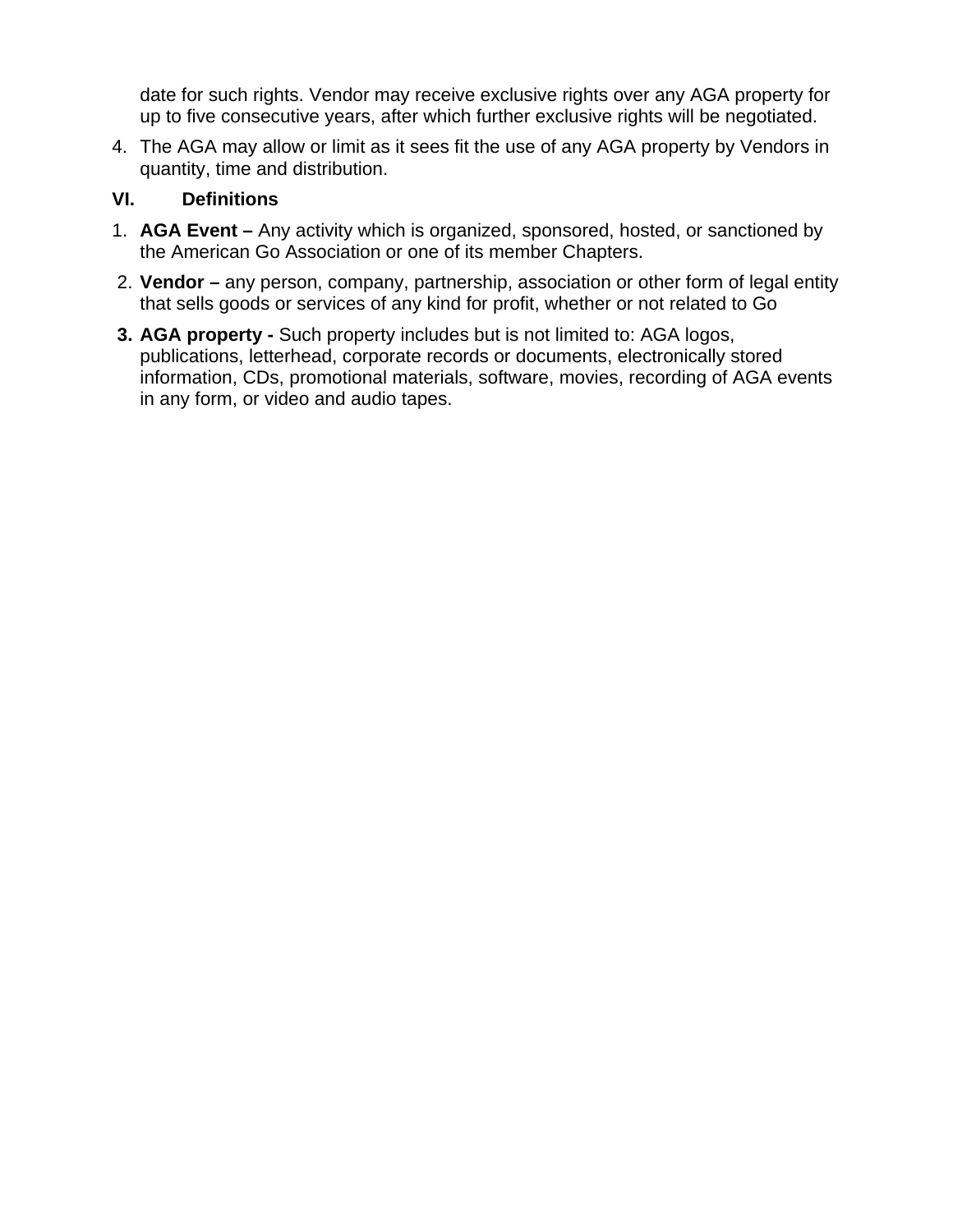date for such rights. Vendor may receive exclusive rights over any AGA property for up to five consecutive years, after which further exclusive rights will be negotiated.

4. The AGA may allow or limit as it sees fit the use of any AGA property by Vendors in quantity, time and distribution.

## VI. Definitions

1. **AGA Event –** Any activity which is organized, sponsored, hosted, or sanctioned by the American Go Association or one of its member Chapters.
2. **Vendor –** any person, company, partnership, association or other form of legal entity that sells goods or services of any kind for profit, whether or not related to Go
3. **AGA property -** Such property includes but is not limited to: AGA logos, publications, letterhead, corporate records or documents, electronically stored information, CDs, promotional materials, software, movies, recording of AGA events in any form, or video and audio tapes.